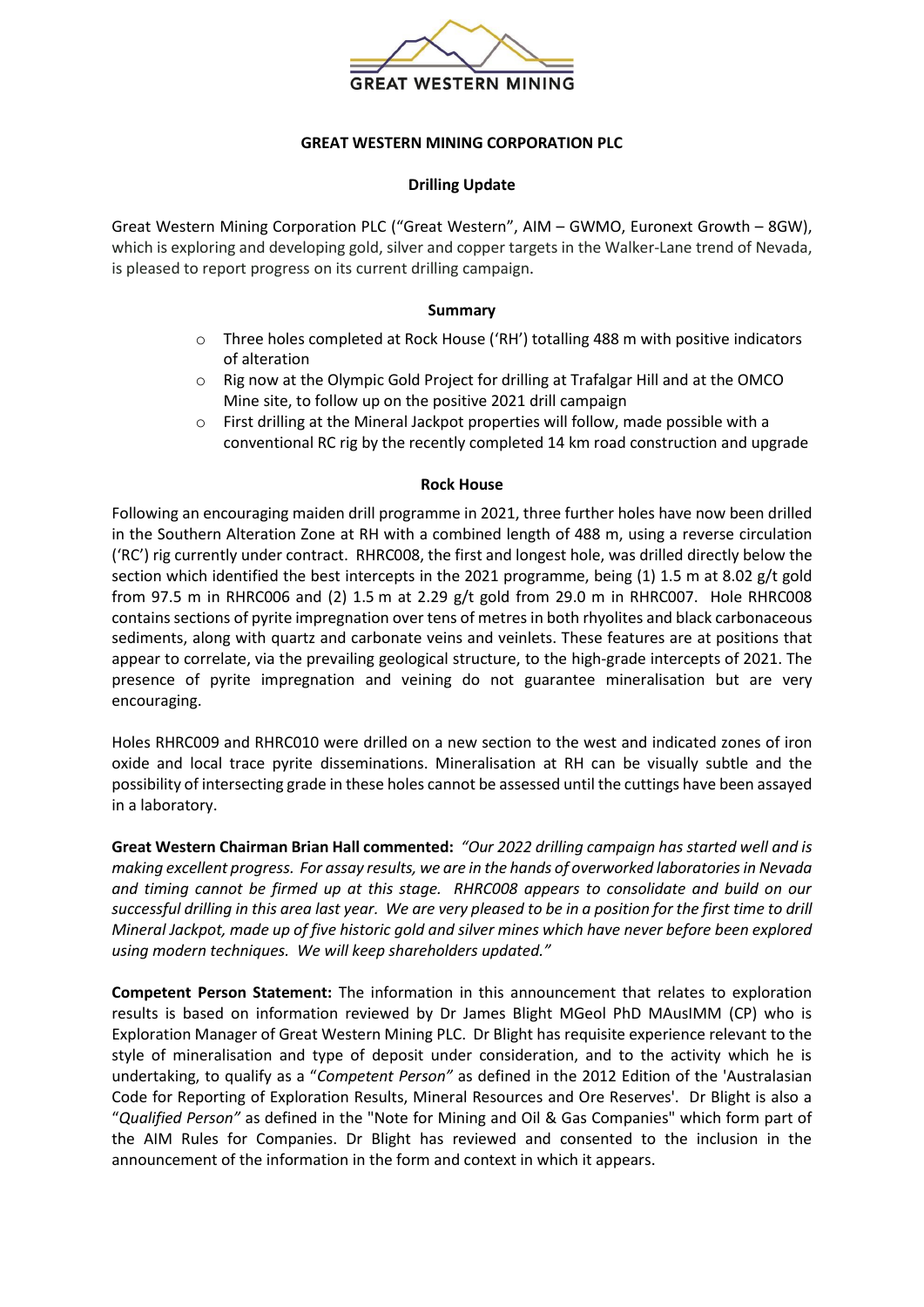GREAT WESTERN MINING

**GREAT WESTERN MINING CORPORATION PLC**

**Drilling Update**

Great Western Mining Corporation PLC ("Great Western", AIM – GWMO, Euronext Growth – 8GW), which is exploring and developing gold, silver and copper targets in the Walker-Lane trend of Nevada, is pleased to report progress on its current drilling campaign.

**Summary**

- Three holes completed at Rock House ('RH') totalling 488 m with positive indicators of alteration
- Rig now at the Olympic Gold Project for drilling at Trafalgar Hill and at the OMCO Mine site, to follow up on the positive 2021 drill campaign
- First drilling at the Mineral Jackpot properties will follow, made possible with a conventional RC rig by the recently completed 14 km road construction and upgrade

**Rock House**

Following an encouraging maiden drill programme in 2021, three further holes have now been drilled in the Southern Alteration Zone at RH with a combined length of 488 m, using a reverse circulation ('RC') rig currently under contract. RHRC008, the first and longest hole, was drilled directly below the section which identified the best intercepts in the 2021 programme, being (1) 1.5 m at 8.02 g/t gold from 97.5 m in RHRC006 and (2) 1.5 m at 2.29 g/t gold from 29.0 m in RHRC007. Hole RHRC008 contains sections of pyrite impregnation over tens of metres in both rhyolites and black carbonaceous sediments, along with quartz and carbonate veins and veinlets. These features are at positions that appear to correlate, via the prevailing geological structure, to the high-grade intercepts of 2021. The presence of pyrite impregnation and veining do not guarantee mineralisation but are very encouraging.

Holes RHRC009 and RHRC010 were drilled on a new section to the west and indicated zones of iron oxide and local trace pyrite disseminations. Mineralisation at RH can be visually subtle and the possibility of intersecting grade in these holes cannot be assessed until the cuttings have been assayed in a laboratory.

**Great Western Chairman Brian Hall commented:** *"Our 2022 drilling campaign has started well and is making excellent progress. For assay results, we are in the hands of overworked laboratories in Nevada and timing cannot be firmed up at this stage. RHRC008 appears to consolidate and build on our successful drilling in this area last year. We are very pleased to be in a position for the first time to drill Mineral Jackpot, made up of five historic gold and silver mines which have never before been explored using modern techniques. We will keep shareholders updated."*

**Competent Person Statement:** The information in this announcement that relates to exploration results is based on information reviewed by Dr James Blight MGeol PhD MAusIMM (CP) who is Exploration Manager of Great Western Mining PLC. Dr Blight has requisite experience relevant to the style of mineralisation and type of deposit under consideration, and to the activity which he is undertaking, to qualify as a "*Competent Person"* as defined in the 2012 Edition of the 'Australasian Code for Reporting of Exploration Results, Mineral Resources and Ore Reserves'. Dr Blight is also a "*Qualified Person"* as defined in the "Note for Mining and Oil & Gas Companies" which form part of the AIM Rules for Companies. Dr Blight has reviewed and consented to the inclusion in the announcement of the information in the form and context in which it appears.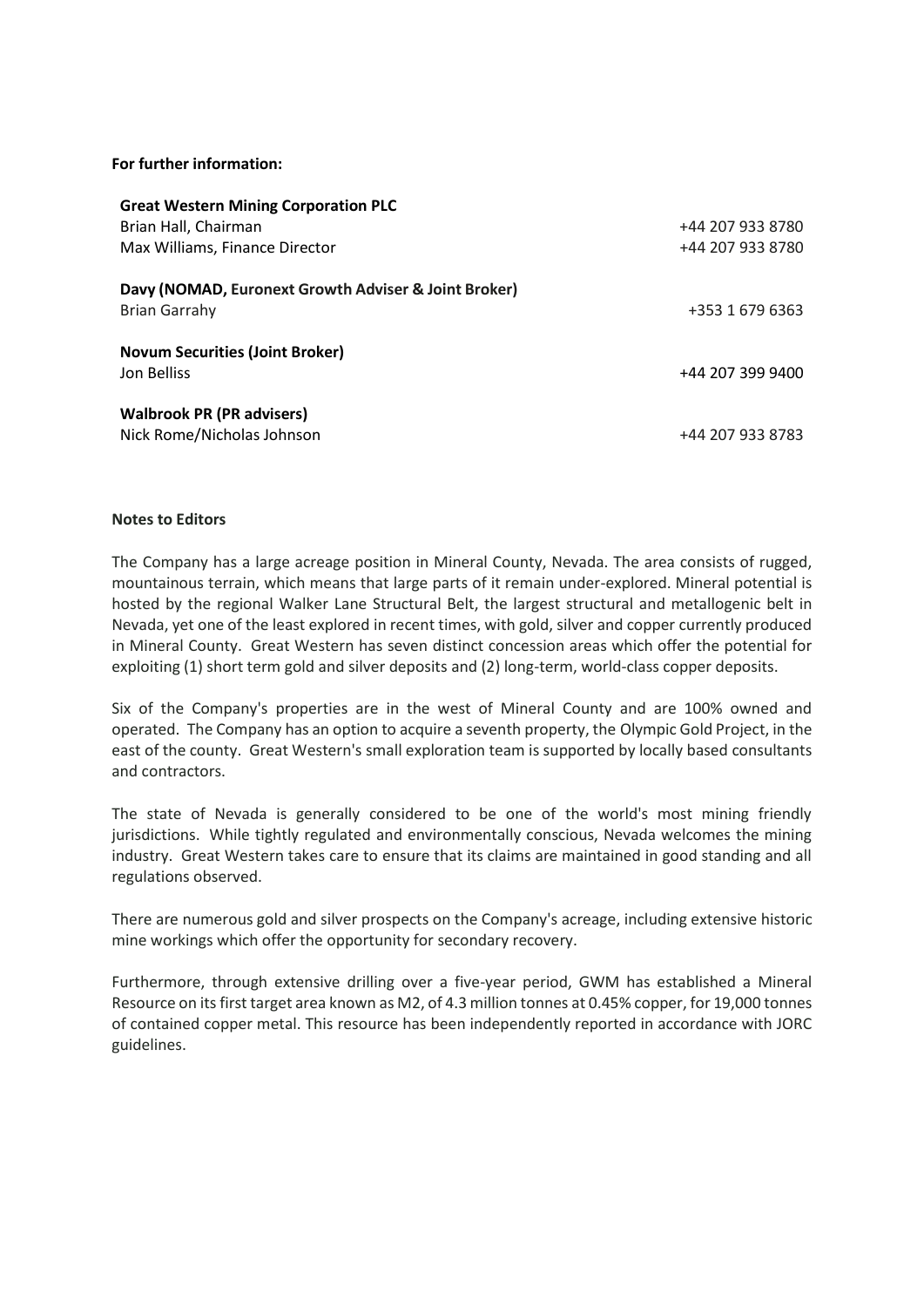**For further information:**

| | |
|---|---|
| **Great Western Mining Corporation PLC** | |
| Brian Hall, Chairman | +44 207 933 8780 |
| Max Williams, Finance Director | +44 207 933 8780 |
| | |
| **Davy (NOMAD, Euronext Growth Adviser & Joint Broker)** | |
| Brian Garrahy | +353 1 679 6363 |
| | |
| **Novum Securities (Joint Broker)** | |
| Jon Belliss | +44 207 399 9400 |
| | |
| **Walbrook PR (PR advisers)** | |
| Nick Rome/Nicholas Johnson | +44 207 933 8783 |

**Notes to Editors**

The Company has a large acreage position in Mineral County, Nevada. The area consists of rugged, mountainous terrain, which means that large parts of it remain under-explored. Mineral potential is hosted by the regional Walker Lane Structural Belt, the largest structural and metallogenic belt in Nevada, yet one of the least explored in recent times, with gold, silver and copper currently produced in Mineral County. Great Western has seven distinct concession areas which offer the potential for exploiting (1) short term gold and silver deposits and (2) long-term, world-class copper deposits.

Six of the Company's properties are in the west of Mineral County and are 100% owned and operated. The Company has an option to acquire a seventh property, the Olympic Gold Project, in the east of the county. Great Western's small exploration team is supported by locally based consultants and contractors.

The state of Nevada is generally considered to be one of the world's most mining friendly jurisdictions. While tightly regulated and environmentally conscious, Nevada welcomes the mining industry. Great Western takes care to ensure that its claims are maintained in good standing and all regulations observed.

There are numerous gold and silver prospects on the Company's acreage, including extensive historic mine workings which offer the opportunity for secondary recovery.

Furthermore, through extensive drilling over a five-year period, GWM has established a Mineral Resource on its first target area known as M2, of 4.3 million tonnes at 0.45% copper, for 19,000 tonnes of contained copper metal. This resource has been independently reported in accordance with JORC guidelines.